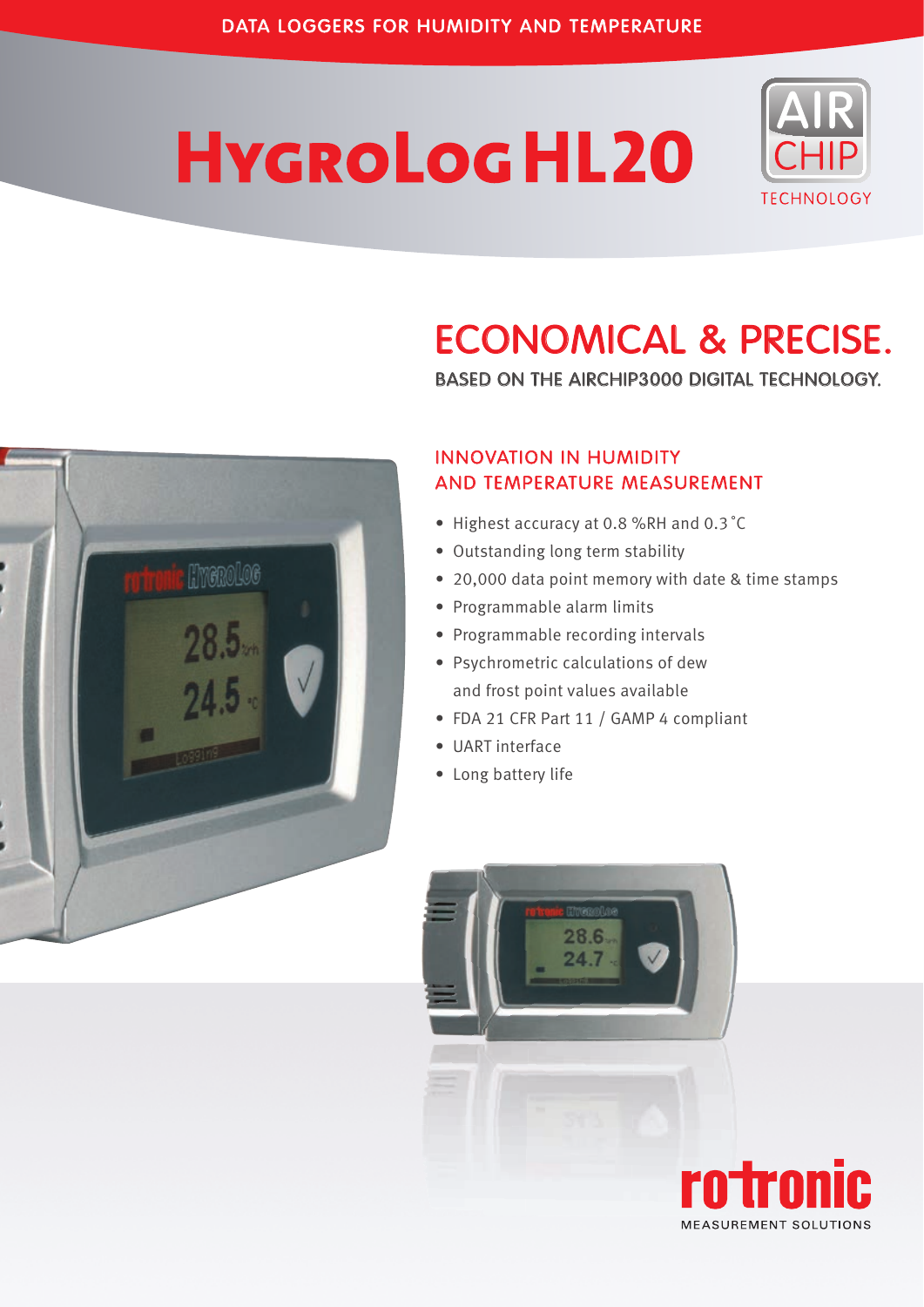DATA LOGGERS FOR HUMIDITY AND TEMPERATURE

# HygroLog HL20

AIR CHIP TECHNOLOGY

## ECONOMICAL & PRECISE.

BASED ON THE AIRCHIP3000 DIGITAL TECHNOLOGY.

### INNOVATION IN HUMIDITY AND TEMPERATURE MEASUREMENT

- Highest accuracy at 0.8 %RH and 0.3 °C
- Outstanding long term stability
- 20,000 data point memory with date & time stamps
- Programmable alarm limits
- Programmable recording intervals
- Psychrometric calculations of dew and frost point values available
- FDA 21 CFR Part 11 / GAMP 4 compliant
- UART interface
- Long battery life

rotronic
MEASUREMENT SOLUTIONS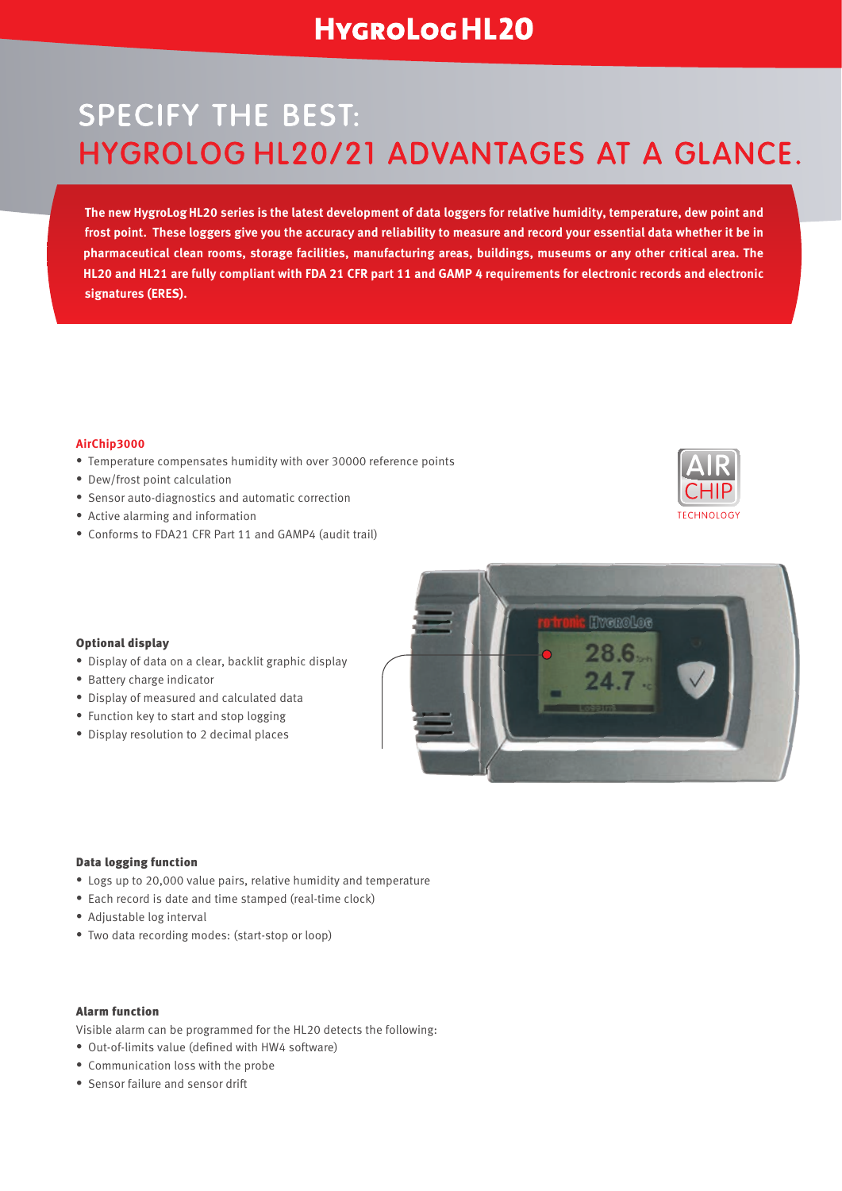# HygroLog HL20

## SPECIFY THE BEST:
## HYGROLOG HL20/21 ADVANTAGES AT A GLANCE.

**The new HygroLog HL20 series is the latest development of data loggers for relative humidity, temperature, dew point and frost point. These loggers give you the accuracy and reliability to measure and record your essential data whether it be in pharmaceutical clean rooms, storage facilities, manufacturing areas, buildings, museums or any other critical area. The HL20 and HL21 are fully compliant with FDA 21 CFR part 11 and GAMP 4 requirements for electronic records and electronic signatures (ERES).**

### AirChip3000

- Temperature compensates humidity with over 30000 reference points
- Dew/frost point calculation
- Sensor auto-diagnostics and automatic correction
- Active alarming and information
- Conforms to FDA21 CFR Part 11 and GAMP4 (audit trail)

### Optional display

- Display of data on a clear, backlit graphic display
- Battery charge indicator
- Display of measured and calculated data
- Function key to start and stop logging
- Display resolution to 2 decimal places

### Data logging function

- Logs up to 20,000 value pairs, relative humidity and temperature
- Each record is date and time stamped (real-time clock)
- Adjustable log interval
- Two data recording modes: (start-stop or loop)

### Alarm function

Visible alarm can be programmed for the HL20 detects the following:

- Out-of-limits value (defined with HW4 software)
- Communication loss with the probe
- Sensor failure and sensor drift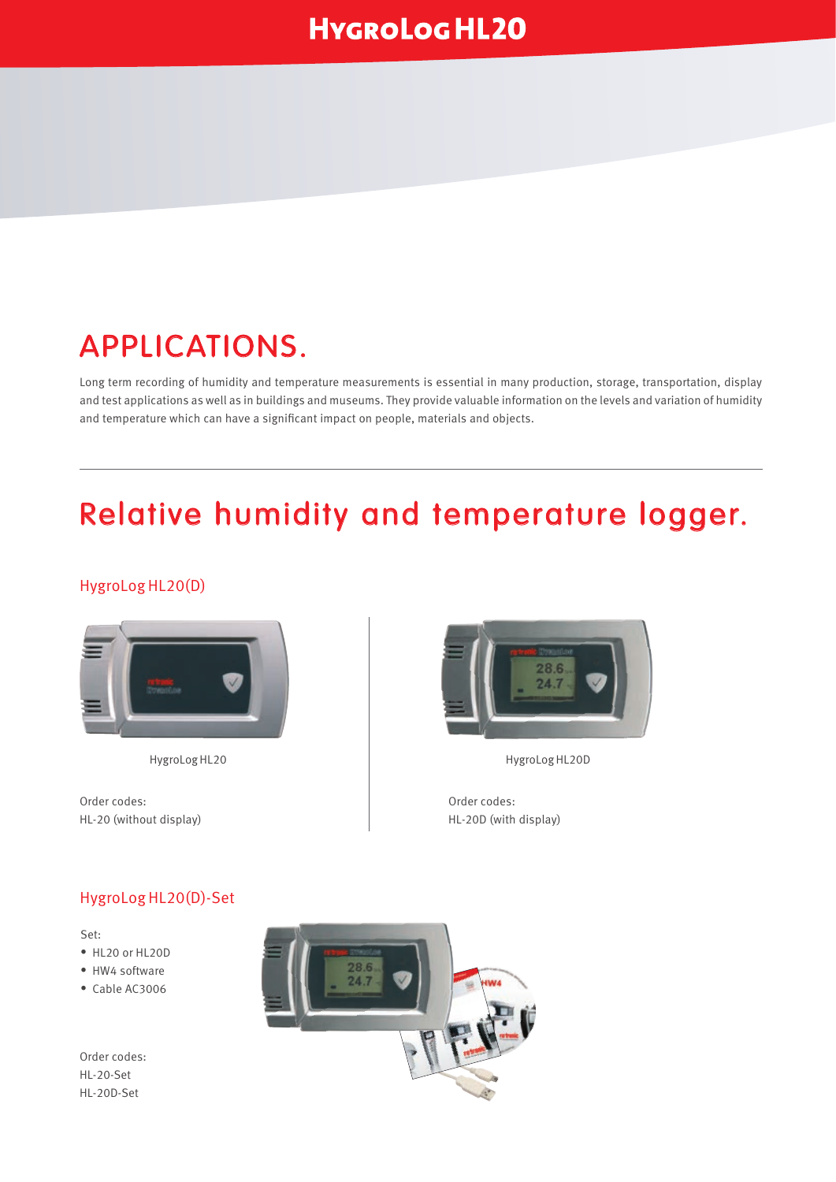# HygroLog HL20

## APPLICATIONS.

Long term recording of humidity and temperature measurements is essential in many production, storage, transportation, display and test applications as well as in buildings and museums. They provide valuable information on the levels and variation of humidity and temperature which can have a significant impact on people, materials and objects.

## Relative humidity and temperature logger.

### HygroLog HL20(D)

HygroLog HL20

Order codes:
HL-20 (without display)

HygroLog HL20D

Order codes:
HL-20D (with display)

### HygroLog HL20(D)-Set

Set:

- HL20 or HL20D
- HW4 software
- Cable AC3006

Order codes:
HL-20-Set
HL-20D-Set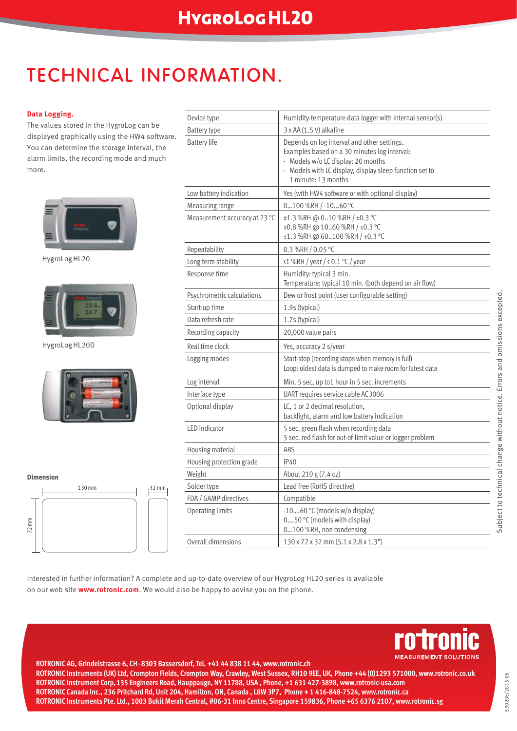# HygroLog HL20

## TECHNICAL INFORMATION.

**Data Logging.**

The values stored in the HygroLog can be displayed graphically using the HW4 software. You can determine the storage interval, the alarm limits, the recording mode and much more.

HygroLog HL20

HygroLog HL20D

**Dimension**

130 mm

32 mm

72 mm

| | |
|---|---|
| Device type | Humidity-temperature data logger with internal sensor(s) |
| Battery type | 3 x AA (1.5 V) alkaline |
| Battery life | Depends on log interval and other settings.<br>Examples based on a 30 minutes log interval:<br>- Models w/o LC display: 20 months<br>- Models with LC display, display sleep function set to 1 minute: 13 months |
| Low battery indication | Yes (with HW4 software or with optional display) |
| Measuring range | 0...100 %RH / -10...60 °C |
| Measurement accuracy at 23 °C | ±1.3 %RH @ 0..10 %RH / ±0.3 °C<br>±0.8 %RH @ 10..60 %RH / ±0.3 °C<br>±1.3 %RH @ 60..100 %RH / ±0.3 °C |
| Repeatability | 0.3 %RH / 0.05 °C |
| Long term stability | <1 %RH / year / < 0.1 °C / year |
| Response time | Humidity: typical 3 min.<br>Temperature: typical 10 min. (both depend on air flow) |
| Psychrometric calculations | Dew or frost point (user configurable setting) |
| Start-up time | 1.9s (typical) |
| Data refresh rate | 1.7s (typical) |
| Recording capacity | 20,000 value pairs |
| Real time clock | Yes, accuracy 2 s/year |
| Logging modes | Start-stop (recording stops when memory is full)<br>Loop: oldest data is dumped to make room for latest data |
| Log interval | Min. 5 sec, up to1 hour in 5 sec. increments |
| Interface type | UART requires service cable AC3006 |
| Optional display | LC, 1 or 2 decimal resolution,<br>backlight, alarm and low battery indication |
| LED indicator | 5 sec. green flash when recording data<br>5 sec. red flash for out-of-limit value or logger problem |
| Housing material | ABS |
| Housing protection grade | IP40 |
| Weight | About 210 g (7.4 oz) |
| Solder type | Lead free (RoHS directive) |
| FDA / GAMP directives | Compatible |
| Operating limits | -10....60 °C (models w/o display)<br>0....50 °C (models with display)<br>0...100 %RH, non condensing |
| Overall dimensions | 130 x 72 x 32 mm (5.1 x 2.8 x 1.3") |

Subject to technical change without notice. Errors and omissions excepted.

Interested in further information? A complete and up-to-date overview of our HygroLog HL20 series is available on our web site **www.rotronic.com**. We would also be happy to advise you on the phone.

rotronic MEASUREMENT SOLUTIONS

**ROTRONIC AG, Grindelstrasse 6, CH-8303 Bassersdorf, Tel. +41 44 838 11 44, www.rotronic.ch**
**ROTRONIC Instruments (UK) Ltd, Crompton Fields, Crompton Way, Crawley, West Sussex, RH10 9EE, UK, Phone +44 (0)1293 571000, www.rotronic.co.uk**
**ROTRONIC Instrument Corp, 135 Engineers Road, Hauppauge, NY 11788, USA , Phone, +1 631 427-3898, www.rotronic-usa.com**
**ROTRONIC Canada Inc., 236 Pritchard Rd, Unit 204, Hamilton, ON, Canada , L8W 3P7, Phone + 1 416-848-7524, www.rotronic.ca**
**ROTRONIC Instruments Pte. Ltd., 1003 Bukit Merah Central, #06-31 Inno Centre, Singapore 159836, Phone +65 6376 2107, www.rotronic.sg**

59020E/2015-05